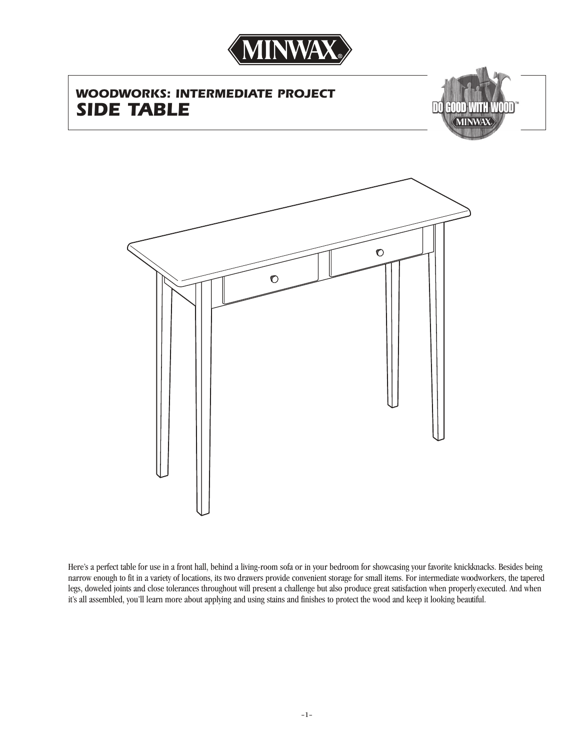MINWAX

# WOODWORKS: INTERMEDIATE PROJECT
## SIDE TABLE

Here's a perfect table for use in a front hall, behind a living-room sofa or in your bedroom for showcasing your favorite knickknacks. Besides being narrow enough to fit in a variety of locations, its two drawers provide convenient storage for small items. For intermediate woodworkers, the tapered legs, doweled joints and close tolerances throughout will present a challenge but also produce great satisfaction when properly executed. And when it's all assembled, you'll learn more about applying and using stains and finishes to protect the wood and keep it looking beautiful.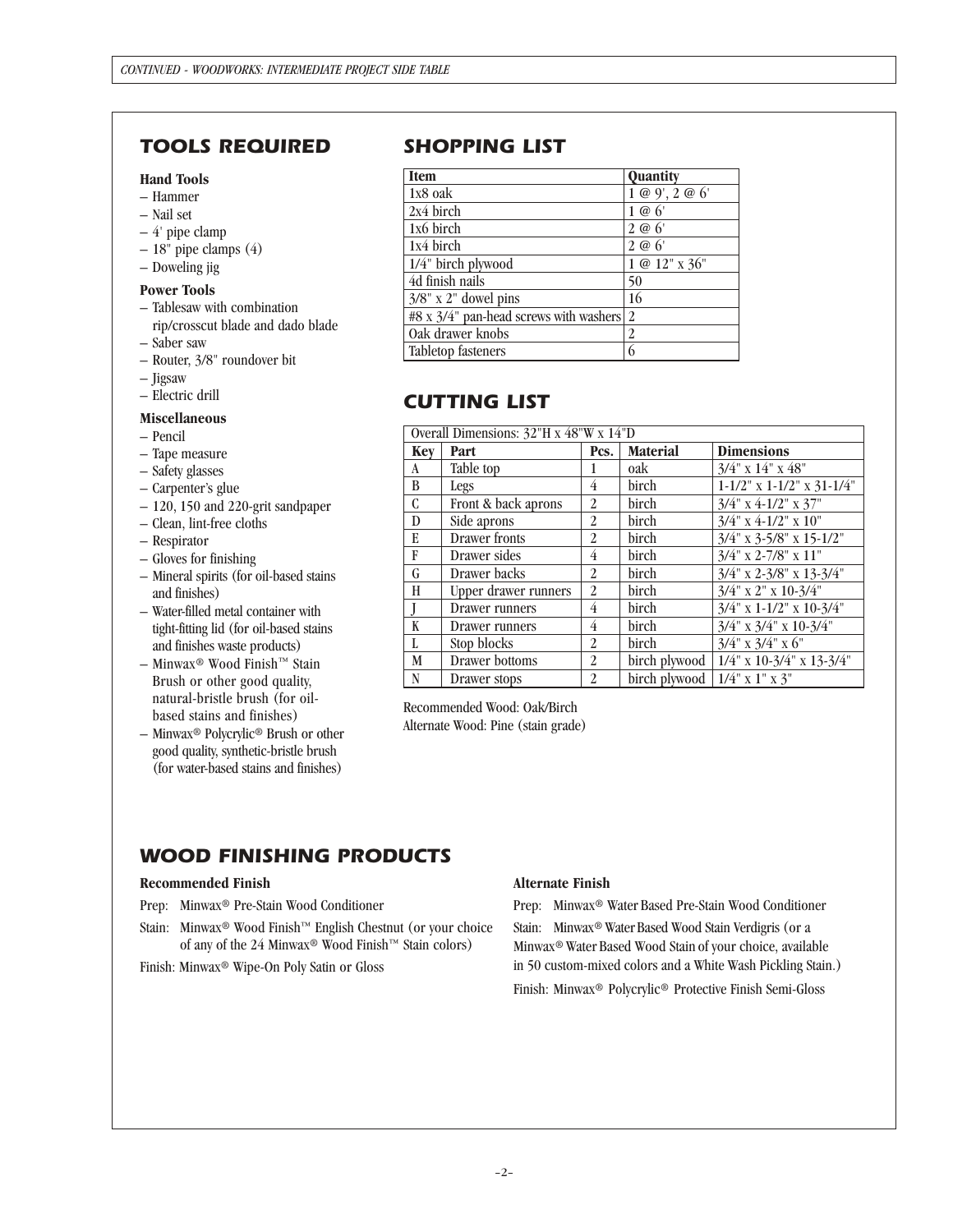## TOOLS REQUIRED

**Hand Tools**

- Hammer
- Nail set
- 4' pipe clamp
- 18" pipe clamps (4)
- Doweling jig

**Power Tools**

- Tablesaw with combination rip/crosscut blade and dado blade
- Saber saw
- Router, 3/8" roundover bit
- Jigsaw
- Electric drill

**Miscellaneous**

- Pencil
- Tape measure
- Safety glasses
- Carpenter's glue
- 120, 150 and 220-grit sandpaper
- Clean, lint-free cloths
- Respirator
- Gloves for finishing
- Mineral spirits (for oil-based stains and finishes)
- Water-filled metal container with tight-fitting lid (for oil-based stains and finishes waste products)
- Minwax® Wood Finish™ Stain Brush or other good quality, natural-bristle brush (for oil-based stains and finishes)
- Minwax® Polycrylic® Brush or other good quality, synthetic-bristle brush (for water-based stains and finishes)

## SHOPPING LIST

| Item | Quantity |
|---|---|
| 1x8 oak | 1 @ 9', 2 @ 6' |
| 2x4 birch | 1 @ 6' |
| 1x6 birch | 2 @ 6' |
| 1x4 birch | 2 @ 6' |
| 1/4" birch plywood | 1 @ 12" x 36" |
| 4d finish nails | 50 |
| 3/8" x 2" dowel pins | 16 |
| #8 x 3/4" pan-head screws with washers | 2 |
| Oak drawer knobs | 2 |
| Tabletop fasteners | 6 |

## CUTTING LIST

| Overall Dimensions: 32"H x 48"W x 14"D | | | | |
|---|---|---|---|---|
| **Key** | **Part** | **Pcs.** | **Material** | **Dimensions** |
| A | Table top | 1 | oak | 3/4" x 14" x 48" |
| B | Legs | 4 | birch | 1-1/2" x 1-1/2" x 31-1/4" |
| C | Front & back aprons | 2 | birch | 3/4" x 4-1/2" x 37" |
| D | Side aprons | 2 | birch | 3/4" x 4-1/2" x 10" |
| E | Drawer fronts | 2 | birch | 3/4" x 3-5/8" x 15-1/2" |
| F | Drawer sides | 4 | birch | 3/4" x 2-7/8" x 11" |
| G | Drawer backs | 2 | birch | 3/4" x 2-3/8" x 13-3/4" |
| H | Upper drawer runners | 2 | birch | 3/4" x 2" x 10-3/4" |
| J | Drawer runners | 4 | birch | 3/4" x 1-1/2" x 10-3/4" |
| K | Drawer runners | 4 | birch | 3/4" x 3/4" x 10-3/4" |
| L | Stop blocks | 2 | birch | 3/4" x 3/4" x 6" |
| M | Drawer bottoms | 2 | birch plywood | 1/4" x 10-3/4" x 13-3/4" |
| N | Drawer stops | 2 | birch plywood | 1/4" x 1" x 3" |

Recommended Wood: Oak/Birch
Alternate Wood: Pine (stain grade)

## WOOD FINISHING PRODUCTS

**Recommended Finish**

Prep: Minwax® Pre-Stain Wood Conditioner

Stain: Minwax® Wood Finish™ English Chestnut (or your choice of any of the 24 Minwax® Wood Finish™ Stain colors)

Finish: Minwax® Wipe-On Poly Satin or Gloss

**Alternate Finish**

Prep: Minwax® Water Based Pre-Stain Wood Conditioner

Stain: Minwax® Water Based Wood Stain Verdigris (or a Minwax® Water Based Wood Stain of your choice, available in 50 custom-mixed colors and a White Wash Pickling Stain.)

Finish: Minwax® Polycrylic® Protective Finish Semi-Gloss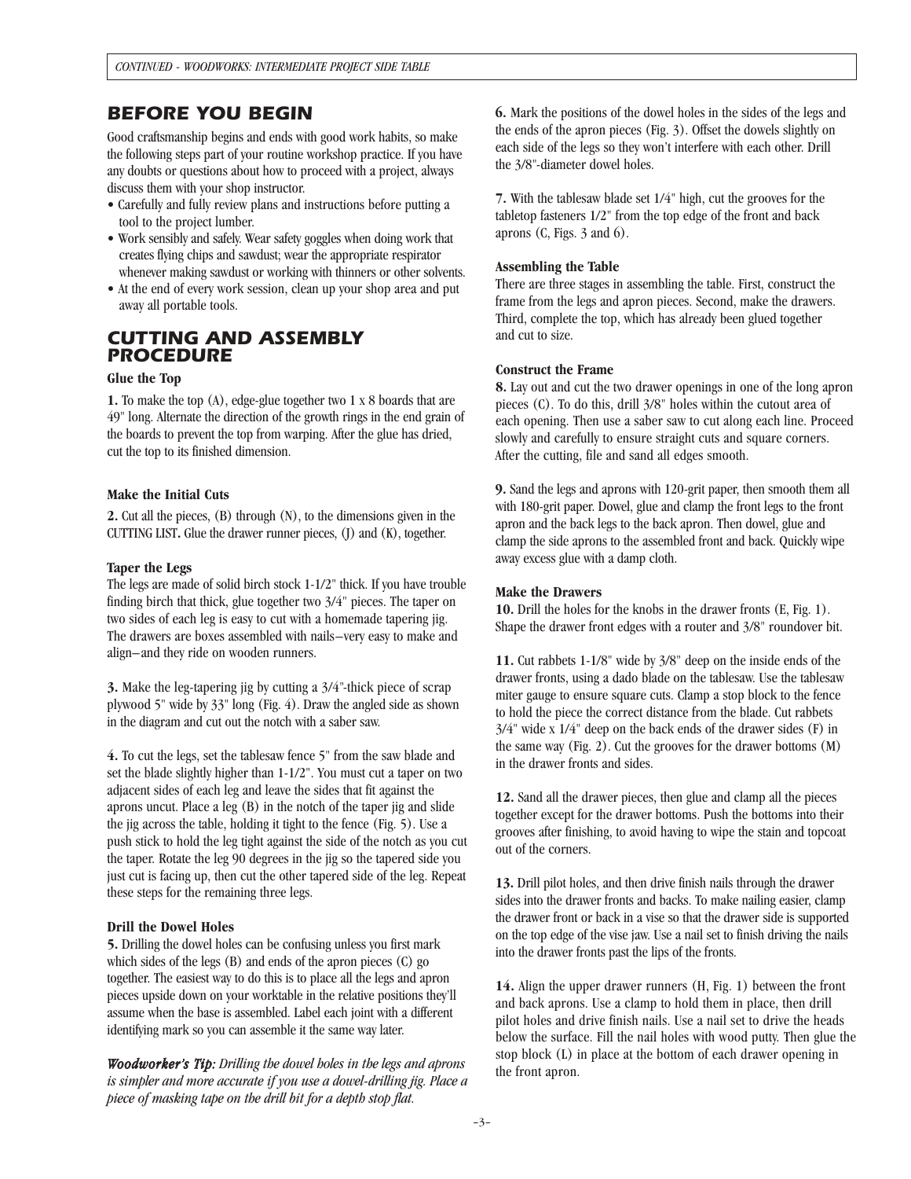## BEFORE YOU BEGIN

Good craftsmanship begins and ends with good work habits, so make the following steps part of your routine workshop practice. If you have any doubts or questions about how to proceed with a project, always discuss them with your shop instructor.

- Carefully and fully review plans and instructions before putting a tool to the project lumber.
- Work sensibly and safely. Wear safety goggles when doing work that creates flying chips and sawdust; wear the appropriate respirator whenever making sawdust or working with thinners or other solvents.
- At the end of every work session, clean up your shop area and put away all portable tools.

## CUTTING AND ASSEMBLY PROCEDURE

**Glue the Top**

**1.** To make the top (A), edge-glue together two 1 x 8 boards that are 49" long. Alternate the direction of the growth rings in the end grain of the boards to prevent the top from warping. After the glue has dried, cut the top to its finished dimension.

**Make the Initial Cuts**

**2.** Cut all the pieces, (B) through (N), to the dimensions given in the CUTTING LIST**.** Glue the drawer runner pieces, (J) and (K), together.

**Taper the Legs**

The legs are made of solid birch stock 1-1/2" thick. If you have trouble finding birch that thick, glue together two 3/4" pieces. The taper on two sides of each leg is easy to cut with a homemade tapering jig. The drawers are boxes assembled with nails—very easy to make and align—and they ride on wooden runners.

**3.** Make the leg-tapering jig by cutting a 3/4"-thick piece of scrap plywood 5" wide by 33" long (Fig. 4). Draw the angled side as shown in the diagram and cut out the notch with a saber saw.

**4.** To cut the legs, set the tablesaw fence 5" from the saw blade and set the blade slightly higher than 1-1/2". You must cut a taper on two adjacent sides of each leg and leave the sides that fit against the aprons uncut. Place a leg (B) in the notch of the taper jig and slide the jig across the table, holding it tight to the fence (Fig. 5). Use a push stick to hold the leg tight against the side of the notch as you cut the taper. Rotate the leg 90 degrees in the jig so the tapered side you just cut is facing up, then cut the other tapered side of the leg. Repeat these steps for the remaining three legs.

**Drill the Dowel Holes**

**5.** Drilling the dowel holes can be confusing unless you first mark which sides of the legs (B) and ends of the apron pieces (C) go together. The easiest way to do this is to place all the legs and apron pieces upside down on your worktable in the relative positions they'll assume when the base is assembled. Label each joint with a different identifying mark so you can assemble it the same way later.

***Woodworker's Tip:*** *Drilling the dowel holes in the legs and aprons is simpler and more accurate if you use a dowel-drilling jig. Place a piece of masking tape on the drill bit for a depth stop flat.*

**6.** Mark the positions of the dowel holes in the sides of the legs and the ends of the apron pieces (Fig. 3). Offset the dowels slightly on each side of the legs so they won't interfere with each other. Drill the 3/8"-diameter dowel holes.

**7.** With the tablesaw blade set 1/4" high, cut the grooves for the tabletop fasteners 1/2" from the top edge of the front and back aprons (C, Figs. 3 and 6).

**Assembling the Table**

There are three stages in assembling the table. First, construct the frame from the legs and apron pieces. Second, make the drawers. Third, complete the top, which has already been glued together and cut to size.

**Construct the Frame**

**8.** Lay out and cut the two drawer openings in one of the long apron pieces (C). To do this, drill 3/8" holes within the cutout area of each opening. Then use a saber saw to cut along each line. Proceed slowly and carefully to ensure straight cuts and square corners. After the cutting, file and sand all edges smooth.

**9.** Sand the legs and aprons with 120-grit paper, then smooth them all with 180-grit paper. Dowel, glue and clamp the front legs to the front apron and the back legs to the back apron. Then dowel, glue and clamp the side aprons to the assembled front and back. Quickly wipe away excess glue with a damp cloth.

**Make the Drawers**

**10.** Drill the holes for the knobs in the drawer fronts (E, Fig. 1). Shape the drawer front edges with a router and 3/8" roundover bit.

**11.** Cut rabbets 1-1/8" wide by 3/8" deep on the inside ends of the drawer fronts, using a dado blade on the tablesaw. Use the tablesaw miter gauge to ensure square cuts. Clamp a stop block to the fence to hold the piece the correct distance from the blade. Cut rabbets 3/4" wide x 1/4" deep on the back ends of the drawer sides (F) in the same way (Fig. 2). Cut the grooves for the drawer bottoms (M) in the drawer fronts and sides.

**12.** Sand all the drawer pieces, then glue and clamp all the pieces together except for the drawer bottoms. Push the bottoms into their grooves after finishing, to avoid having to wipe the stain and topcoat out of the corners.

**13.** Drill pilot holes, and then drive finish nails through the drawer sides into the drawer fronts and backs. To make nailing easier, clamp the drawer front or back in a vise so that the drawer side is supported on the top edge of the vise jaw. Use a nail set to finish driving the nails into the drawer fronts past the lips of the fronts.

**14.** Align the upper drawer runners (H, Fig. 1) between the front and back aprons. Use a clamp to hold them in place, then drill pilot holes and drive finish nails. Use a nail set to drive the heads below the surface. Fill the nail holes with wood putty. Then glue the stop block (L) in place at the bottom of each drawer opening in the front apron.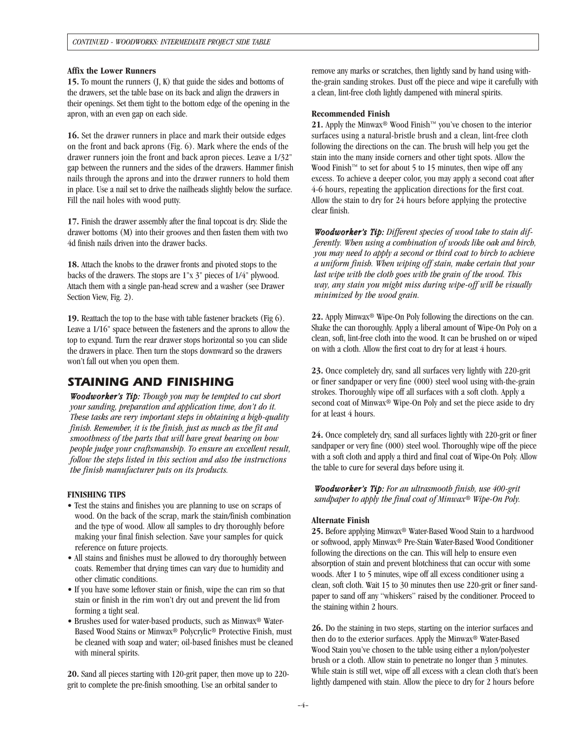### Affix the Lower Runners

**15.** To mount the runners (J, K) that guide the sides and bottoms of the drawers, set the table base on its back and align the drawers in their openings. Set them tight to the bottom edge of the opening in the apron, with an even gap on each side.

**16.** Set the drawer runners in place and mark their outside edges on the front and back aprons (Fig. 6). Mark where the ends of the drawer runners join the front and back apron pieces. Leave a 1/32" gap between the runners and the sides of the drawers. Hammer finish nails through the aprons and into the drawer runners to hold them in place. Use a nail set to drive the nailheads slightly below the surface. Fill the nail holes with wood putty.

**17.** Finish the drawer assembly after the final topcoat is dry. Slide the drawer bottoms (M) into their grooves and then fasten them with two 4d finish nails driven into the drawer backs.

**18.** Attach the knobs to the drawer fronts and pivoted stops to the backs of the drawers. The stops are 1"x 3" pieces of 1/4" plywood. Attach them with a single pan-head screw and a washer (see Drawer Section View, Fig. 2).

**19.** Reattach the top to the base with table fastener brackets (Fig 6). Leave a 1/16" space between the fasteners and the aprons to allow the top to expand. Turn the rear drawer stops horizontal so you can slide the drawers in place. Then turn the stops downward so the drawers won't fall out when you open them.

## STAINING AND FINISHING

***Woodworker's Tip:*** *Though you may be tempted to cut short your sanding, preparation and application time, don't do it. These tasks are very important steps in obtaining a high-quality finish. Remember, it is the finish, just as much as the fit and smoothness of the parts that will have great bearing on how people judge your craftsmanship. To ensure an excellent result, follow the steps listed in this section and also the instructions the finish manufacturer puts on its products.*

**FINISHING TIPS**

- Test the stains and finishes you are planning to use on scraps of wood. On the back of the scrap, mark the stain/finish combination and the type of wood. Allow all samples to dry thoroughly before making your final finish selection. Save your samples for quick reference on future projects.
- All stains and finishes must be allowed to dry thoroughly between coats. Remember that drying times can vary due to humidity and other climatic conditions.
- If you have some leftover stain or finish, wipe the can rim so that stain or finish in the rim won't dry out and prevent the lid from forming a tight seal.
- Brushes used for water-based products, such as Minwax® Water-Based Wood Stains or Minwax® Polycrylic® Protective Finish, must be cleaned with soap and water; oil-based finishes must be cleaned with mineral spirits.

**20.** Sand all pieces starting with 120-grit paper, then move up to 220-grit to complete the pre-finish smoothing. Use an orbital sander to remove any marks or scratches, then lightly sand by hand using with-the-grain sanding strokes. Dust off the piece and wipe it carefully with a clean, lint-free cloth lightly dampened with mineral spirits.

### Recommended Finish

**21.** Apply the Minwax® Wood Finish™ you've chosen to the interior surfaces using a natural-bristle brush and a clean, lint-free cloth following the directions on the can. The brush will help you get the stain into the many inside corners and other tight spots. Allow the Wood Finish™ to set for about 5 to 15 minutes, then wipe off any excess. To achieve a deeper color, you may apply a second coat after 4-6 hours, repeating the application directions for the first coat. Allow the stain to dry for 24 hours before applying the protective clear finish.

***Woodworker's Tip:*** *Different species of wood take to stain differently. When using a combination of woods like oak and birch, you may need to apply a second or third coat to birch to achieve a uniform finish. When wiping off stain, make certain that your last wipe with the cloth goes with the grain of the wood. This way, any stain you might miss during wipe-off will be visually minimized by the wood grain.*

**22.** Apply Minwax® Wipe-On Poly following the directions on the can. Shake the can thoroughly. Apply a liberal amount of Wipe-On Poly on a clean, soft, lint-free cloth into the wood. It can be brushed on or wiped on with a cloth. Allow the first coat to dry for at least 4 hours.

**23.** Once completely dry, sand all surfaces very lightly with 220-grit or finer sandpaper or very fine (000) steel wool using with-the-grain strokes. Thoroughly wipe off all surfaces with a soft cloth. Apply a second coat of Minwax® Wipe-On Poly and set the piece aside to dry for at least 4 hours.

**24.** Once completely dry, sand all surfaces lightly with 220-grit or finer sandpaper or very fine (000) steel wool. Thoroughly wipe off the piece with a soft cloth and apply a third and final coat of Wipe-On Poly. Allow the table to cure for several days before using it.

***Woodworker's Tip:*** *For an ultrasmooth finish, use 400-grit sandpaper to apply the final coat of Minwax® Wipe-On Poly.*

### Alternate Finish

**25.** Before applying Minwax® Water-Based Wood Stain to a hardwood or softwood, apply Minwax® Pre-Stain Water-Based Wood Conditioner following the directions on the can. This will help to ensure even absorption of stain and prevent blotchiness that can occur with some woods. After 1 to 5 minutes, wipe off all excess conditioner using a clean, soft cloth. Wait 15 to 30 minutes then use 220-grit or finer sandpaper to sand off any "whiskers" raised by the conditioner. Proceed to the staining within 2 hours.

**26.** Do the staining in two steps, starting on the interior surfaces and then do to the exterior surfaces. Apply the Minwax® Water-Based Wood Stain you've chosen to the table using either a nylon/polyester brush or a cloth. Allow stain to penetrate no longer than 3 minutes. While stain is still wet, wipe off all excess with a clean cloth that's been lightly dampened with stain. Allow the piece to dry for 2 hours before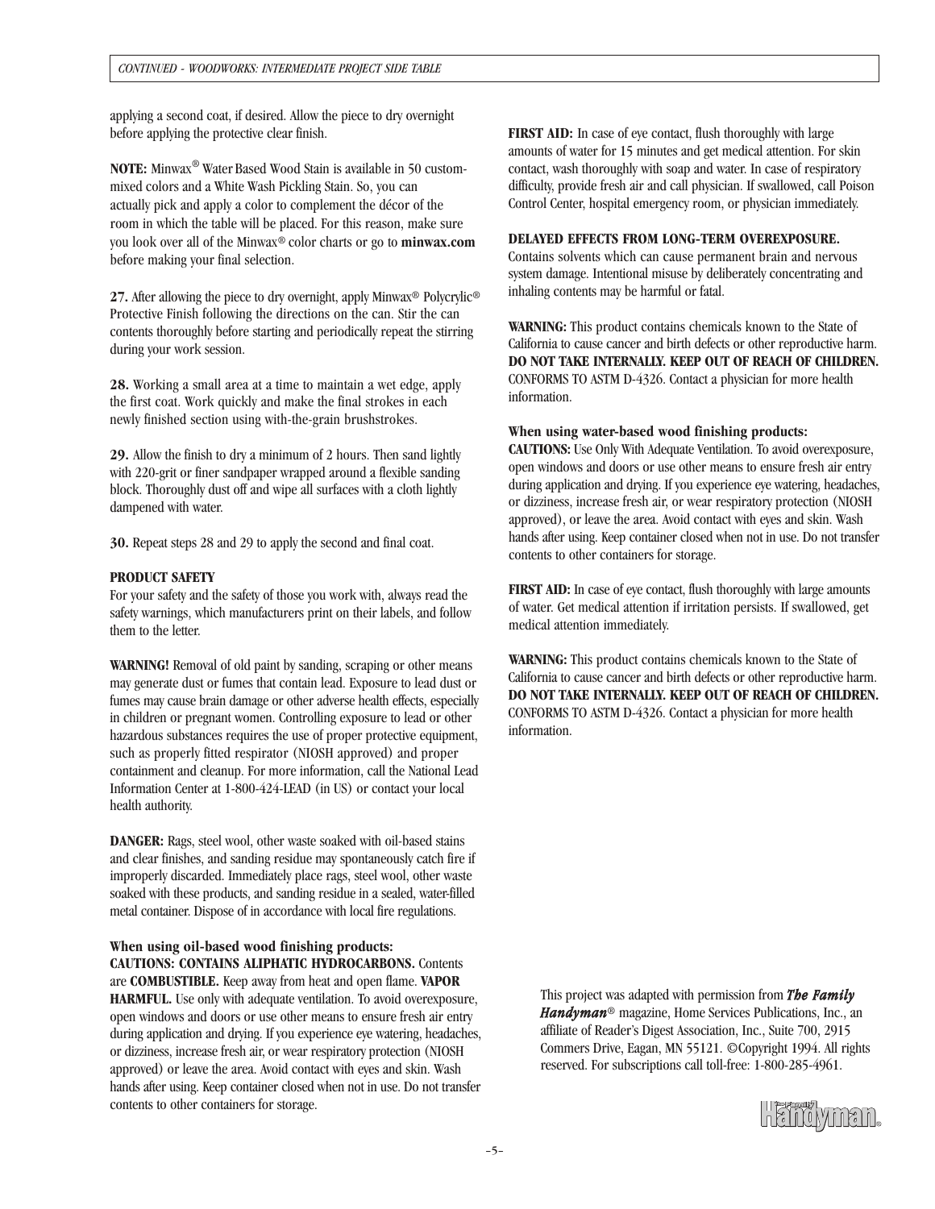applying a second coat, if desired. Allow the piece to dry overnight before applying the protective clear finish.

**NOTE:** Minwax® Water Based Wood Stain is available in 50 custom-mixed colors and a White Wash Pickling Stain. So, you can actually pick and apply a color to complement the décor of the room in which the table will be placed. For this reason, make sure you look over all of the Minwax® color charts or go to **minwax.com** before making your final selection.

**27.** After allowing the piece to dry overnight, apply Minwax® Polycrylic® Protective Finish following the directions on the can. Stir the can contents thoroughly before starting and periodically repeat the stirring during your work session.

**28.** Working a small area at a time to maintain a wet edge, apply the first coat. Work quickly and make the final strokes in each newly finished section using with-the-grain brushstrokes.

**29.** Allow the finish to dry a minimum of 2 hours. Then sand lightly with 220-grit or finer sandpaper wrapped around a flexible sanding block. Thoroughly dust off and wipe all surfaces with a cloth lightly dampened with water.

**30.** Repeat steps 28 and 29 to apply the second and final coat.

**PRODUCT SAFETY**

For your safety and the safety of those you work with, always read the safety warnings, which manufacturers print on their labels, and follow them to the letter.

**WARNING!** Removal of old paint by sanding, scraping or other means may generate dust or fumes that contain lead. Exposure to lead dust or fumes may cause brain damage or other adverse health effects, especially in children or pregnant women. Controlling exposure to lead or other hazardous substances requires the use of proper protective equipment, such as properly fitted respirator (NIOSH approved) and proper containment and cleanup. For more information, call the National Lead Information Center at 1-800-424-LEAD (in US) or contact your local health authority.

**DANGER:** Rags, steel wool, other waste soaked with oil-based stains and clear finishes, and sanding residue may spontaneously catch fire if improperly discarded. Immediately place rags, steel wool, other waste soaked with these products, and sanding residue in a sealed, water-filled metal container. Dispose of in accordance with local fire regulations.

**When using oil-based wood finishing products:**

**CAUTIONS: CONTAINS ALIPHATIC HYDROCARBONS.** Contents are **COMBUSTIBLE.** Keep away from heat and open flame. **VAPOR HARMFUL.** Use only with adequate ventilation. To avoid overexposure, open windows and doors or use other means to ensure fresh air entry during application and drying. If you experience eye watering, headaches, or dizziness, increase fresh air, or wear respiratory protection (NIOSH approved) or leave the area. Avoid contact with eyes and skin. Wash hands after using. Keep container closed when not in use. Do not transfer contents to other containers for storage.

**FIRST AID:** In case of eye contact, flush thoroughly with large amounts of water for 15 minutes and get medical attention. For skin contact, wash thoroughly with soap and water. In case of respiratory difficulty, provide fresh air and call physician. If swallowed, call Poison Control Center, hospital emergency room, or physician immediately.

**DELAYED EFFECTS FROM LONG-TERM OVEREXPOSURE.** Contains solvents which can cause permanent brain and nervous system damage. Intentional misuse by deliberately concentrating and inhaling contents may be harmful or fatal.

**WARNING:** This product contains chemicals known to the State of California to cause cancer and birth defects or other reproductive harm. **DO NOT TAKE INTERNALLY. KEEP OUT OF REACH OF CHILDREN.** CONFORMS TO ASTM D-4326. Contact a physician for more health information.

**When using water-based wood finishing products:**

**CAUTIONS:** Use Only With Adequate Ventilation. To avoid overexposure, open windows and doors or use other means to ensure fresh air entry during application and drying. If you experience eye watering, headaches, or dizziness, increase fresh air, or wear respiratory protection (NIOSH approved), or leave the area. Avoid contact with eyes and skin. Wash hands after using. Keep container closed when not in use. Do not transfer contents to other containers for storage.

**FIRST AID:** In case of eye contact, flush thoroughly with large amounts of water. Get medical attention if irritation persists. If swallowed, get medical attention immediately.

**WARNING:** This product contains chemicals known to the State of California to cause cancer and birth defects or other reproductive harm. **DO NOT TAKE INTERNALLY. KEEP OUT OF REACH OF CHILDREN.** CONFORMS TO ASTM D-4326. Contact a physician for more health information.

This project was adapted with permission from ***The Family Handyman***® magazine, Home Services Publications, Inc., an affiliate of Reader's Digest Association, Inc., Suite 700, 2915 Commers Drive, Eagan, MN 55121. ©Copyright 1994. All rights reserved. For subscriptions call toll-free: 1-800-285-4961.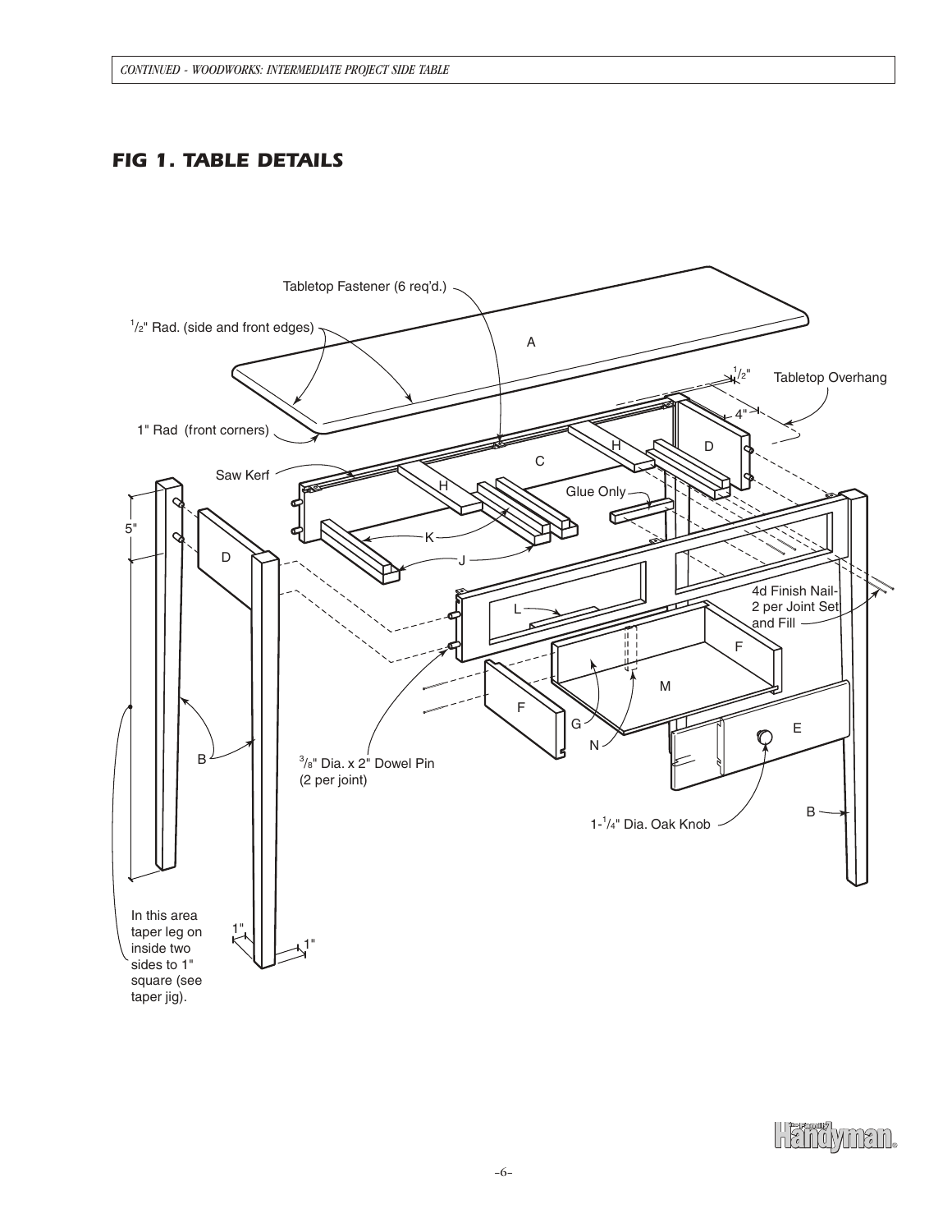## FIG 1. TABLE DETAILS

Tabletop Fastener (6 req'd.)

1/2" Rad. (side and front edges)

1" Rad (front corners)

Saw Kerf

Tabletop Overhang

Glue Only

4d Finish Nail-2 per Joint Set and Fill

3/8" Dia. x 2" Dowel Pin (2 per joint)

1-1/4" Dia. Oak Knob

In this area taper leg on inside two sides to 1" square (see taper jig).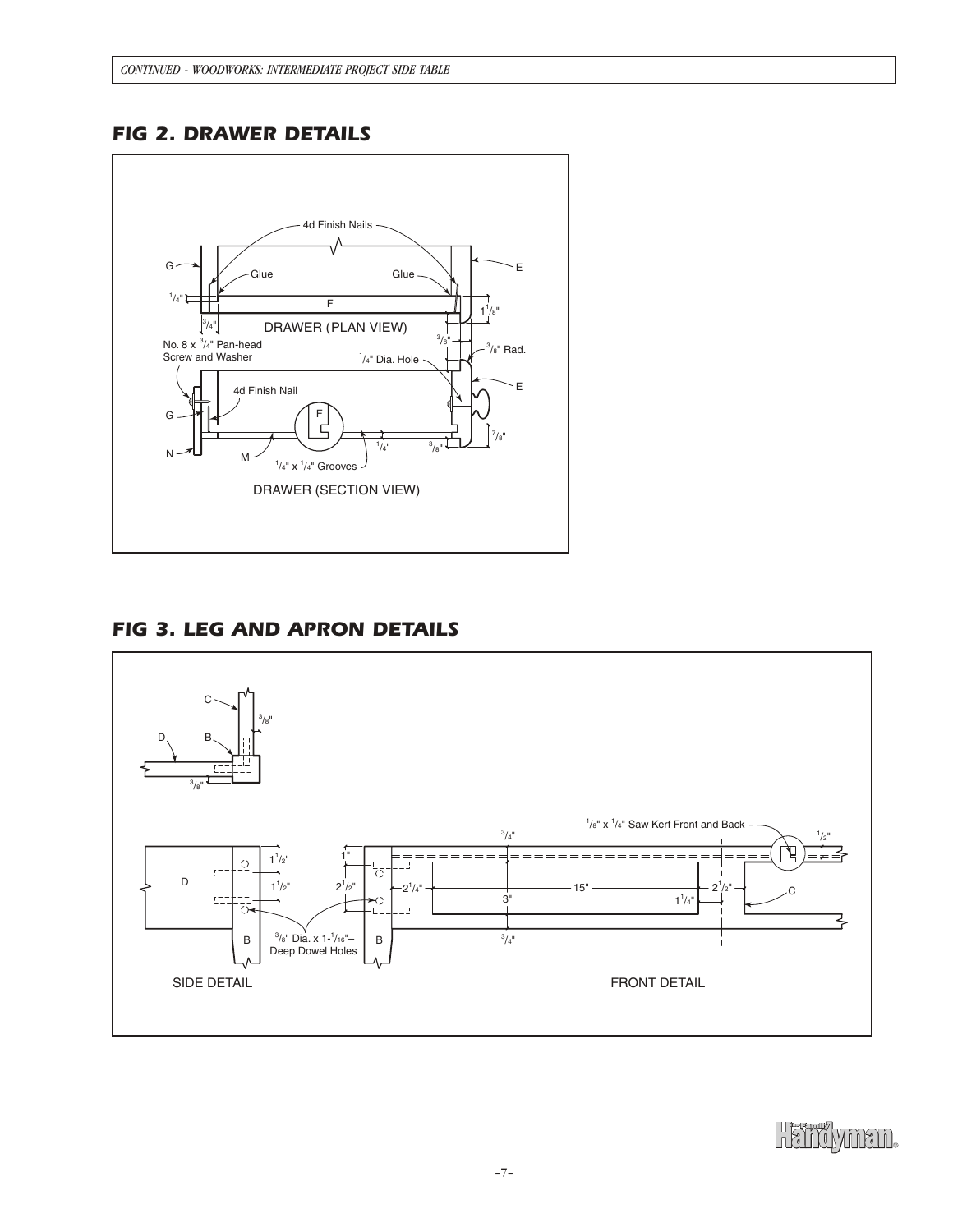## FIG 2. DRAWER DETAILS

## FIG 3. LEG AND APRON DETAILS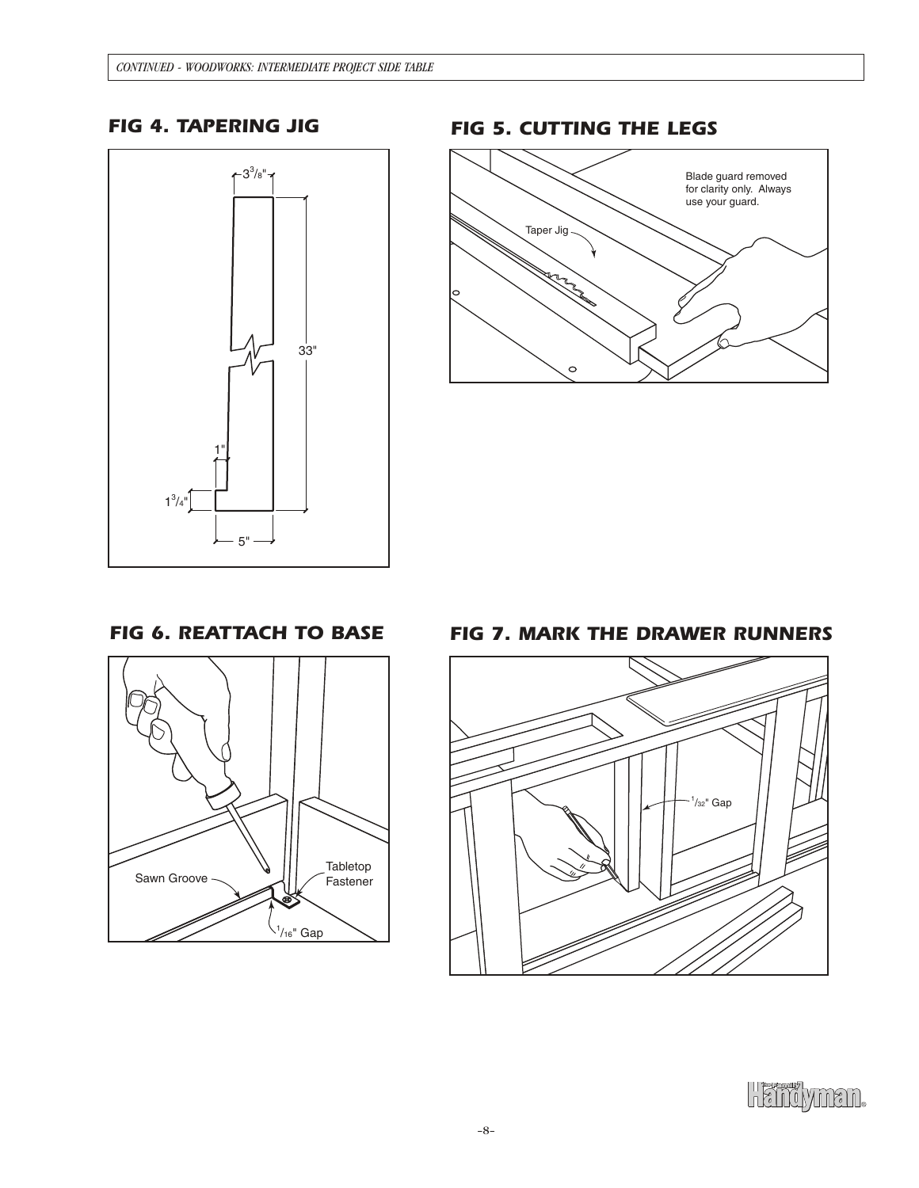## FIG 4. TAPERING JIG

3 3/8"

33"

1"

1 3/4"

5"

## FIG 5. CUTTING THE LEGS

Blade guard removed for clarity only. Always use your guard.

Taper Jig

## FIG 6. REATTACH TO BASE

Sawn Groove

Tabletop Fastener

1/16" Gap

## FIG 7. MARK THE DRAWER RUNNERS

1/32" Gap